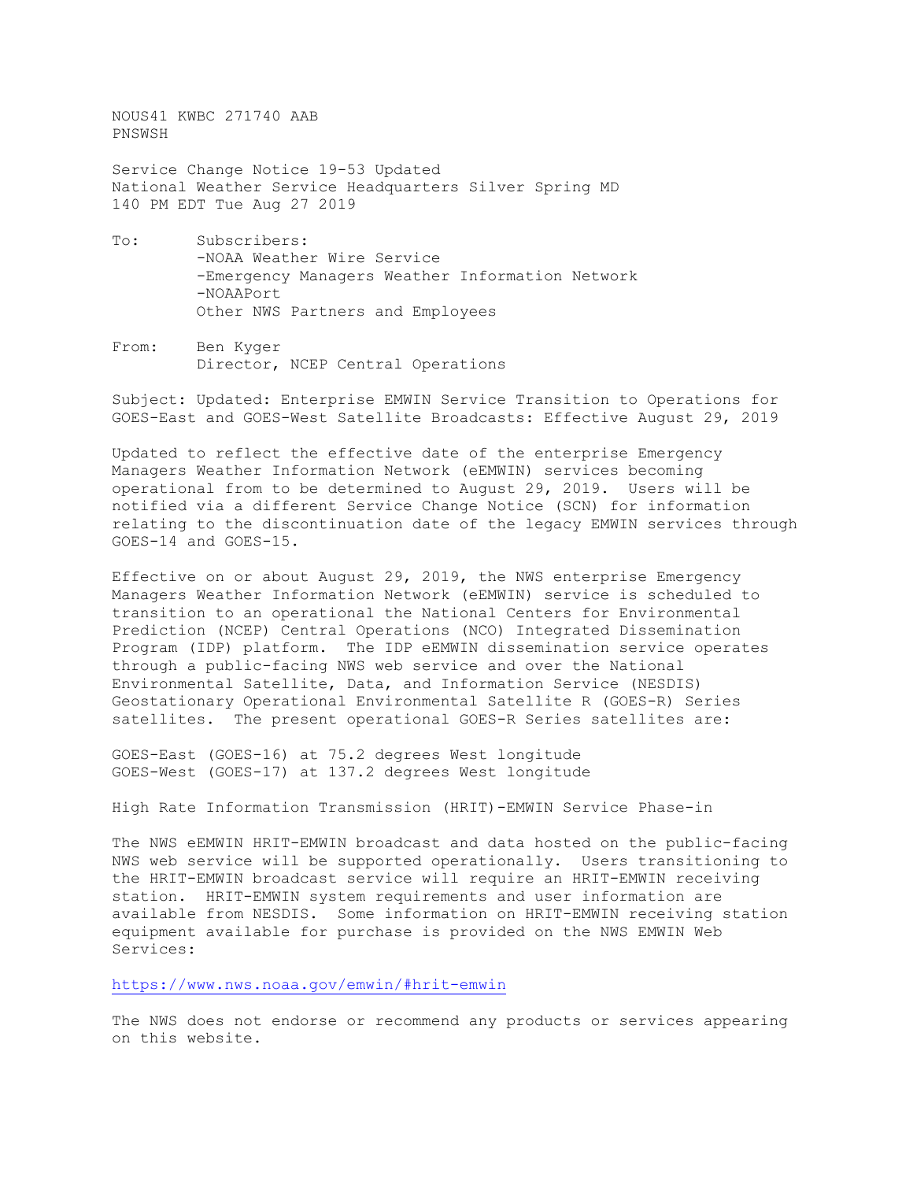NOUS41 KWBC 271740 AAB
PNSWSH

Service Change Notice 19-53 Updated
National Weather Service Headquarters Silver Spring MD
140 PM EDT Tue Aug 27 2019

To: Subscribers:
-NOAA Weather Wire Service
-Emergency Managers Weather Information Network
-NOAAPort
Other NWS Partners and Employees

From: Ben Kyger
Director, NCEP Central Operations

Subject: Updated: Enterprise EMWIN Service Transition to Operations for GOES-East and GOES-West Satellite Broadcasts: Effective August 29, 2019

Updated to reflect the effective date of the enterprise Emergency Managers Weather Information Network (eEMWIN) services becoming operational from to be determined to August 29, 2019. Users will be notified via a different Service Change Notice (SCN) for information relating to the discontinuation date of the legacy EMWIN services through GOES-14 and GOES-15.

Effective on or about August 29, 2019, the NWS enterprise Emergency Managers Weather Information Network (eEMWIN) service is scheduled to transition to an operational the National Centers for Environmental Prediction (NCEP) Central Operations (NCO) Integrated Dissemination Program (IDP) platform. The IDP eEMWIN dissemination service operates through a public-facing NWS web service and over the National Environmental Satellite, Data, and Information Service (NESDIS) Geostationary Operational Environmental Satellite R (GOES-R) Series satellites. The present operational GOES-R Series satellites are:

GOES-East (GOES-16) at 75.2 degrees West longitude
GOES-West (GOES-17) at 137.2 degrees West longitude

High Rate Information Transmission (HRIT)-EMWIN Service Phase-in

The NWS eEMWIN HRIT-EMWIN broadcast and data hosted on the public-facing NWS web service will be supported operationally. Users transitioning to the HRIT-EMWIN broadcast service will require an HRIT-EMWIN receiving station. HRIT-EMWIN system requirements and user information are available from NESDIS. Some information on HRIT-EMWIN receiving station equipment available for purchase is provided on the NWS EMWIN Web Services:

https://www.nws.noaa.gov/emwin/#hrit-emwin

The NWS does not endorse or recommend any products or services appearing on this website.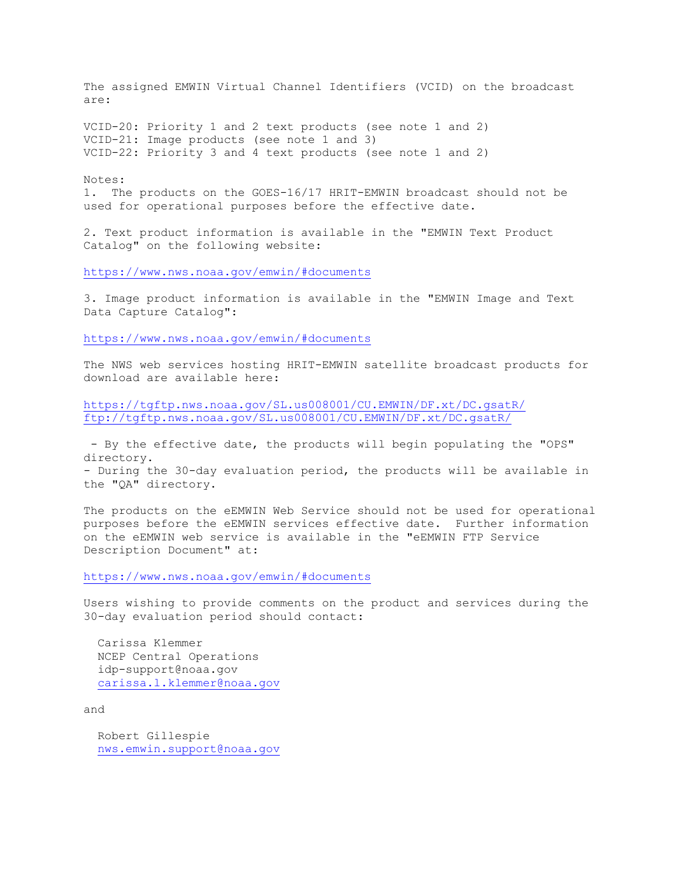The assigned EMWIN Virtual Channel Identifiers (VCID) on the broadcast are:

VCID-20: Priority 1 and 2 text products (see note 1 and 2)
VCID-21: Image products (see note 1 and 3)
VCID-22: Priority 3 and 4 text products (see note 1 and 2)

Notes:
1. The products on the GOES-16/17 HRIT-EMWIN broadcast should not be used for operational purposes before the effective date.

2. Text product information is available in the "EMWIN Text Product Catalog" on the following website:

https://www.nws.noaa.gov/emwin/#documents

3. Image product information is available in the "EMWIN Image and Text Data Capture Catalog":

https://www.nws.noaa.gov/emwin/#documents

The NWS web services hosting HRIT-EMWIN satellite broadcast products for download are available here:

https://tgftp.nws.noaa.gov/SL.us008001/CU.EMWIN/DF.xt/DC.gsatR/
ftp://tgftp.nws.noaa.gov/SL.us008001/CU.EMWIN/DF.xt/DC.gsatR/

- By the effective date, the products will begin populating the "OPS" directory.
- During the 30-day evaluation period, the products will be available in the "QA" directory.

The products on the eEMWIN Web Service should not be used for operational purposes before the eEMWIN services effective date. Further information on the eEMWIN web service is available in the "eEMWIN FTP Service Description Document" at:

https://www.nws.noaa.gov/emwin/#documents

Users wishing to provide comments on the product and services during the 30-day evaluation period should contact:

Carissa Klemmer
NCEP Central Operations
idp-support@noaa.gov
carissa.l.klemmer@noaa.gov

and

Robert Gillespie
nws.emwin.support@noaa.gov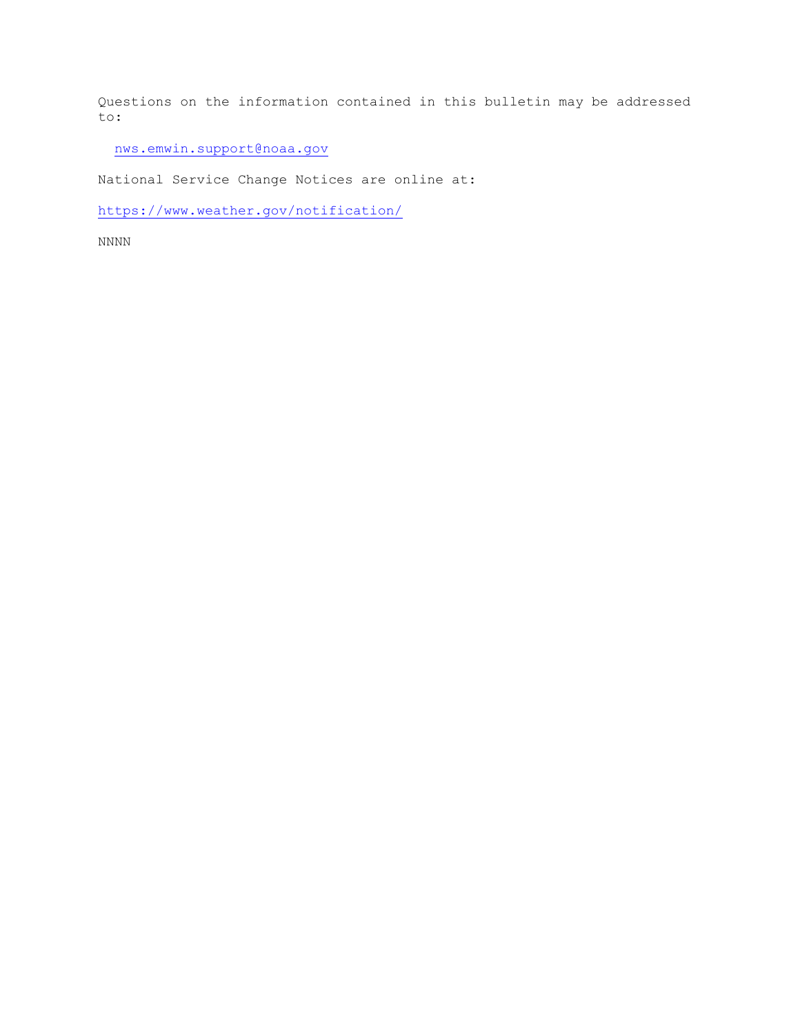Questions on the information contained in this bulletin may be addressed to:

nws.emwin.support@noaa.gov

National Service Change Notices are online at:

https://www.weather.gov/notification/

NNNN